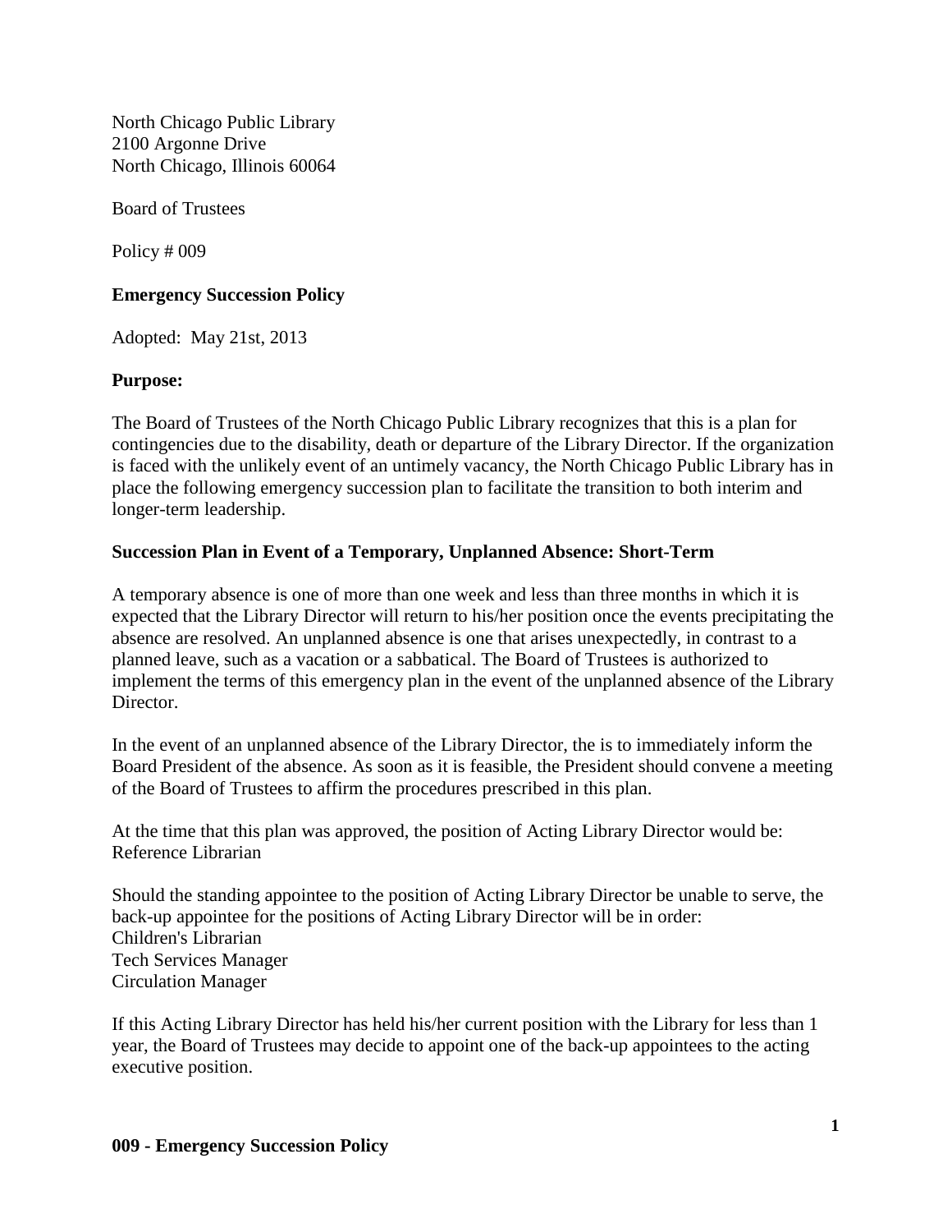North Chicago Public Library
2100 Argonne Drive
North Chicago, Illinois 60064

Board of Trustees

Policy # 009

**Emergency Succession Policy**

Adopted: May 21st, 2013

**Purpose:**

The Board of Trustees of the North Chicago Public Library recognizes that this is a plan for contingencies due to the disability, death or departure of the Library Director. If the organization is faced with the unlikely event of an untimely vacancy, the North Chicago Public Library has in place the following emergency succession plan to facilitate the transition to both interim and longer-term leadership.

**Succession Plan in Event of a Temporary, Unplanned Absence: Short-Term**

A temporary absence is one of more than one week and less than three months in which it is expected that the Library Director will return to his/her position once the events precipitating the absence are resolved. An unplanned absence is one that arises unexpectedly, in contrast to a planned leave, such as a vacation or a sabbatical. The Board of Trustees is authorized to implement the terms of this emergency plan in the event of the unplanned absence of the Library Director.

In the event of an unplanned absence of the Library Director, the is to immediately inform the Board President of the absence. As soon as it is feasible, the President should convene a meeting of the Board of Trustees to affirm the procedures prescribed in this plan.

At the time that this plan was approved, the position of Acting Library Director would be:
Reference Librarian

Should the standing appointee to the position of Acting Library Director be unable to serve, the back-up appointee for the positions of Acting Library Director will be in order:
Children's Librarian
Tech Services Manager
Circulation Manager

If this Acting Library Director has held his/her current position with the Library for less than 1 year, the Board of Trustees may decide to appoint one of the back-up appointees to the acting executive position.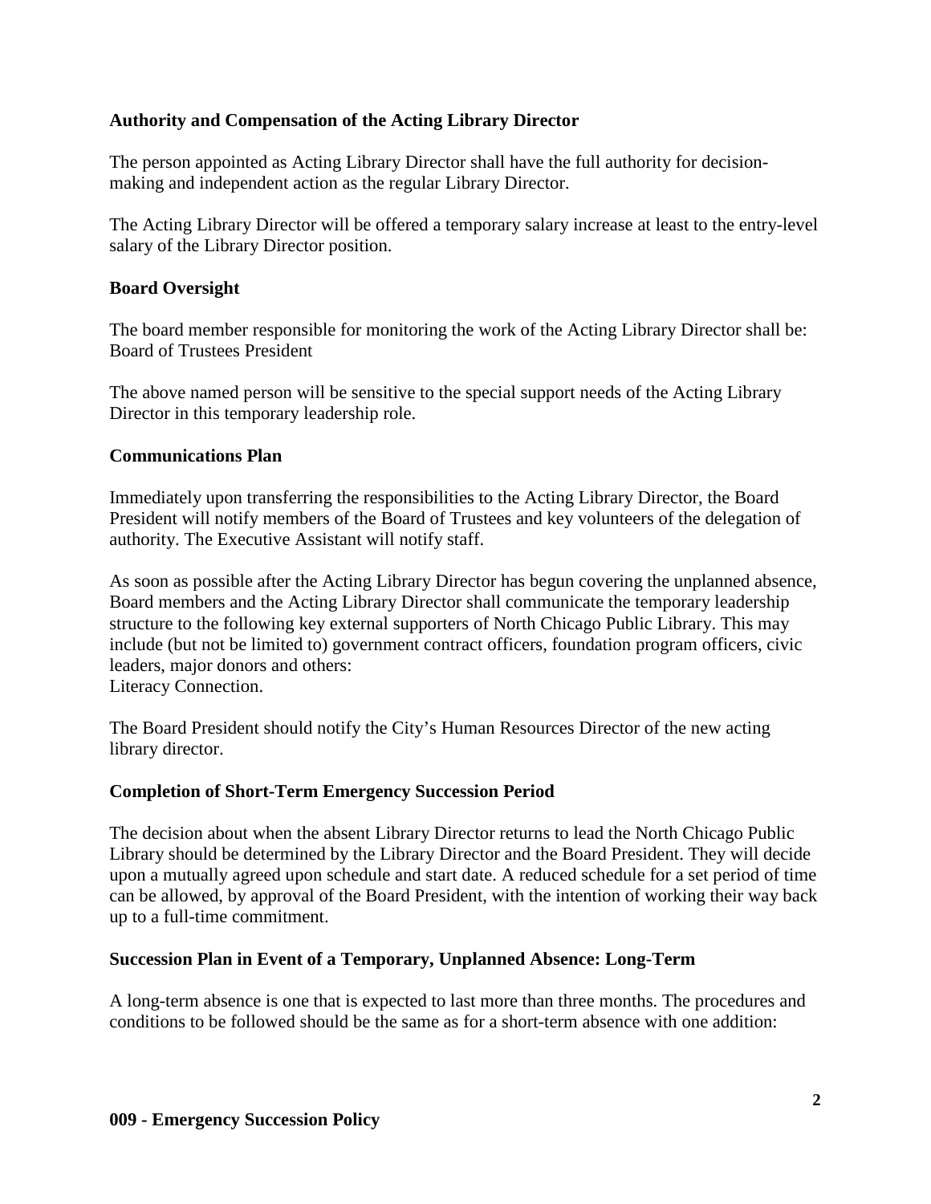## Authority and Compensation of the Acting Library Director

The person appointed as Acting Library Director shall have the full authority for decision-making and independent action as the regular Library Director.

The Acting Library Director will be offered a temporary salary increase at least to the entry-level salary of the Library Director position.

## Board Oversight

The board member responsible for monitoring the work of the Acting Library Director shall be: Board of Trustees President

The above named person will be sensitive to the special support needs of the Acting Library Director in this temporary leadership role.

## Communications Plan

Immediately upon transferring the responsibilities to the Acting Library Director, the Board President will notify members of the Board of Trustees and key volunteers of the delegation of authority. The Executive Assistant will notify staff.

As soon as possible after the Acting Library Director has begun covering the unplanned absence, Board members and the Acting Library Director shall communicate the temporary leadership structure to the following key external supporters of North Chicago Public Library. This may include (but not be limited to) government contract officers, foundation program officers, civic leaders, major donors and others:
Literacy Connection.

The Board President should notify the City's Human Resources Director of the new acting library director.

## Completion of Short-Term Emergency Succession Period

The decision about when the absent Library Director returns to lead the North Chicago Public Library should be determined by the Library Director and the Board President. They will decide upon a mutually agreed upon schedule and start date. A reduced schedule for a set period of time can be allowed, by approval of the Board President, with the intention of working their way back up to a full-time commitment.

## Succession Plan in Event of a Temporary, Unplanned Absence: Long-Term

A long-term absence is one that is expected to last more than three months. The procedures and conditions to be followed should be the same as for a short-term absence with one addition: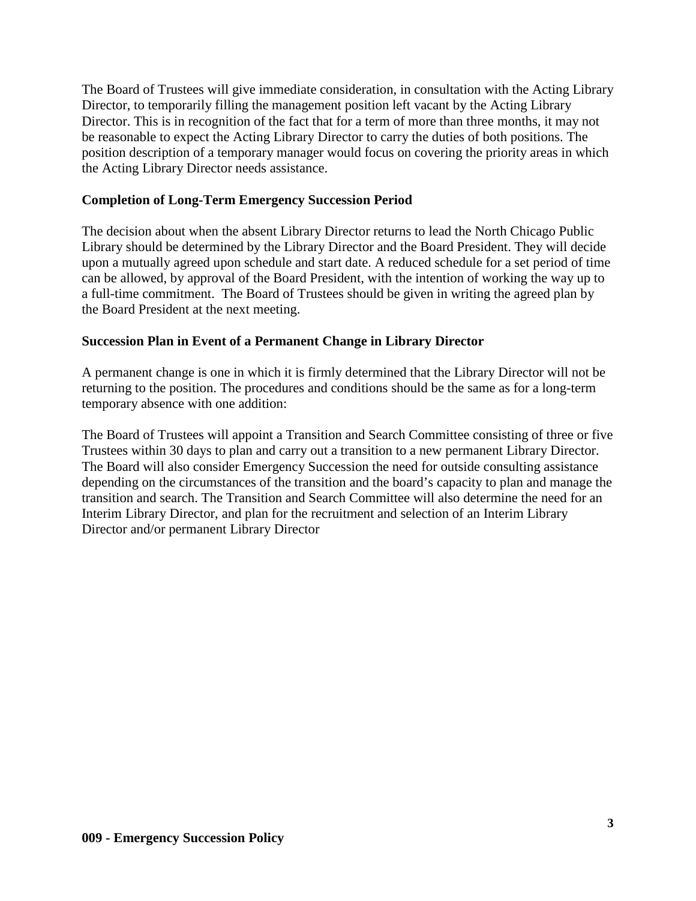The Board of Trustees will give immediate consideration, in consultation with the Acting Library Director, to temporarily filling the management position left vacant by the Acting Library Director. This is in recognition of the fact that for a term of more than three months, it may not be reasonable to expect the Acting Library Director to carry the duties of both positions. The position description of a temporary manager would focus on covering the priority areas in which the Acting Library Director needs assistance.

**Completion of Long-Term Emergency Succession Period**

The decision about when the absent Library Director returns to lead the North Chicago Public Library should be determined by the Library Director and the Board President. They will decide upon a mutually agreed upon schedule and start date. A reduced schedule for a set period of time can be allowed, by approval of the Board President, with the intention of working the way up to a full-time commitment. The Board of Trustees should be given in writing the agreed plan by the Board President at the next meeting.

**Succession Plan in Event of a Permanent Change in Library Director**

A permanent change is one in which it is firmly determined that the Library Director will not be returning to the position. The procedures and conditions should be the same as for a long-term temporary absence with one addition:

The Board of Trustees will appoint a Transition and Search Committee consisting of three or five Trustees within 30 days to plan and carry out a transition to a new permanent Library Director. The Board will also consider Emergency Succession the need for outside consulting assistance depending on the circumstances of the transition and the board's capacity to plan and manage the transition and search. The Transition and Search Committee will also determine the need for an Interim Library Director, and plan for the recruitment and selection of an Interim Library Director and/or permanent Library Director